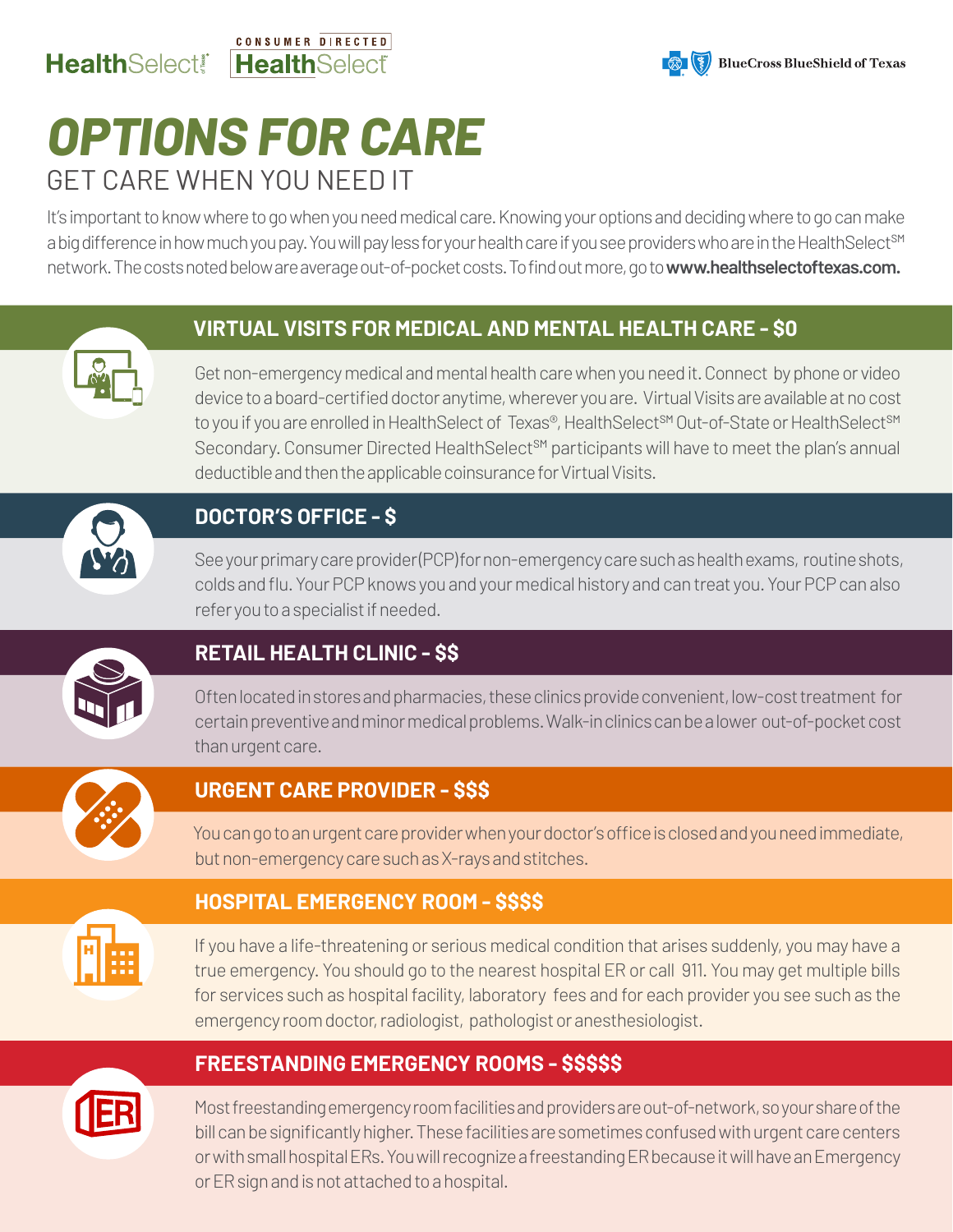HealthSelect of Texas | CONSUMER DIRECTED HealthSelect | BlueCross BlueShield of Texas

# OPTIONS FOR CARE

## GET CARE WHEN YOU NEED IT

It's important to know where to go when you need medical care. Knowing your options and deciding where to go can make a big difference in how much you pay. You will pay less for your health care if you see providers who are in the HealthSelect[SM] network. The costs noted below are average out-of-pocket costs. To find out more, go to **www.healthselectoftexas.com.**

### VIRTUAL VISITS FOR MEDICAL AND MENTAL HEALTH CARE - $0

Get non-emergency medical and mental health care when you need it. Connect by phone or video device to a board-certified doctor anytime, wherever you are. Virtual Visits are available at no cost to you if you are enrolled in HealthSelect of Texas®, HealthSelect[SM] Out-of-State or HealthSelect[SM] Secondary. Consumer Directed HealthSelect[SM] participants will have to meet the plan's annual deductible and then the applicable coinsurance for Virtual Visits.

### DOCTOR'S OFFICE - $

See your primary care provider (PCP) for non-emergency care such as health exams, routine shots, colds and flu. Your PCP knows you and your medical history and can treat you. Your PCP can also refer you to a specialist if needed.

### RETAIL HEALTH CLINIC - $$

Often located in stores and pharmacies, these clinics provide convenient, low-cost treatment for certain preventive and minor medical problems. Walk-in clinics can be a lower out-of-pocket cost than urgent care.

### URGENT CARE PROVIDER - $$$

You can go to an urgent care provider when your doctor's office is closed and you need immediate, but non-emergency care such as X-rays and stitches.

### HOSPITAL EMERGENCY ROOM - $$$$

If you have a life-threatening or serious medical condition that arises suddenly, you may have a true emergency. You should go to the nearest hospital ER or call 911. You may get multiple bills for services such as hospital facility, laboratory fees and for each provider you see such as the emergency room doctor, radiologist, pathologist or anesthesiologist.

### FREESTANDING EMERGENCY ROOMS - $$$$$

Most freestanding emergency room facilities and providers are out-of-network, so your share of the bill can be significantly higher. These facilities are sometimes confused with urgent care centers or with small hospital ERs. You will recognize a freestanding ER because it will have an Emergency or ER sign and is not attached to a hospital.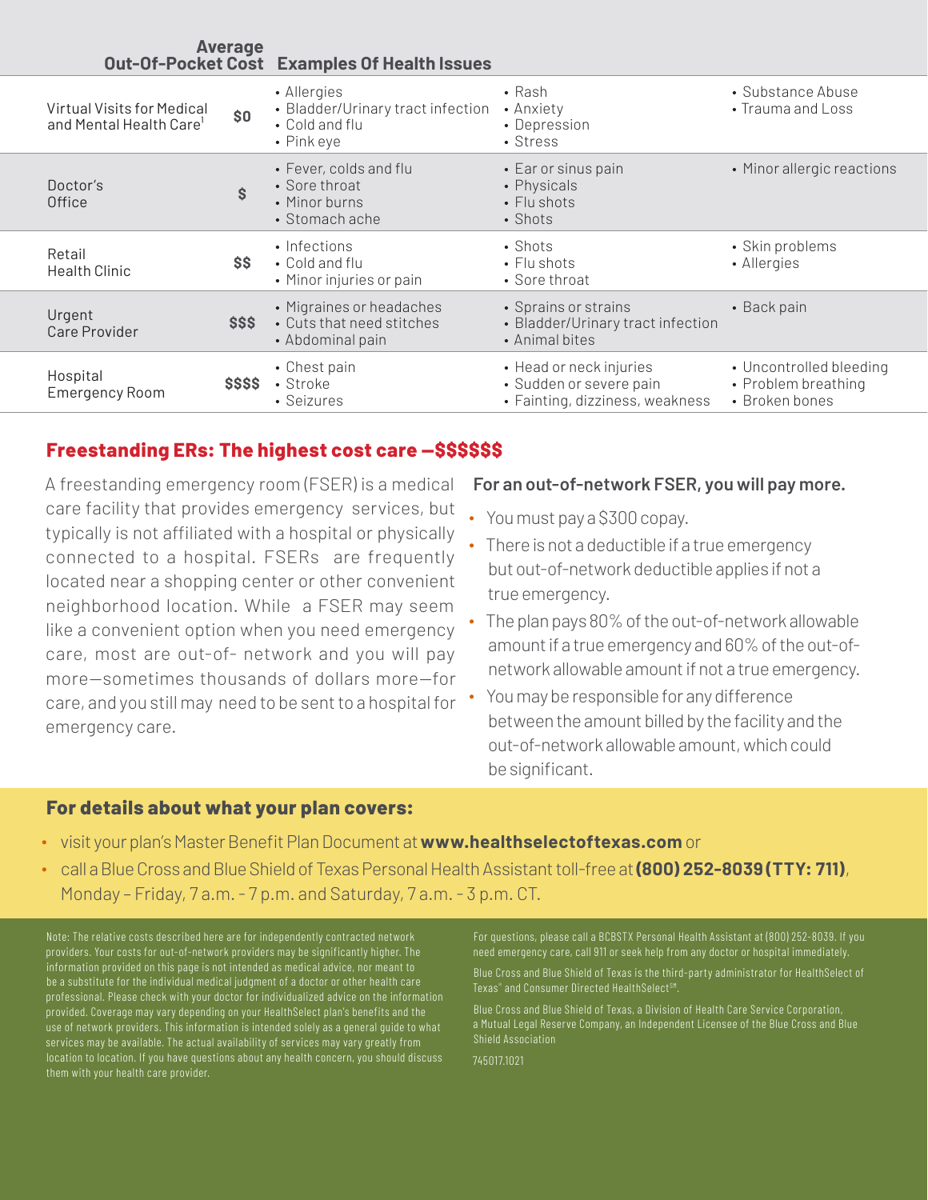| | Average Out-Of-Pocket Cost | Examples Of Health Issues | | |
|---|---|---|---|---|
| Virtual Visits for Medical and Mental Health Care[1] | $0 | • Allergies<br>• Bladder/Urinary tract infection<br>• Cold and flu<br>• Pink eye | • Rash<br>• Anxiety<br>• Depression<br>• Stress | • Substance Abuse<br>• Trauma and Loss |
| Doctor's Office | $ | • Fever, colds and flu<br>• Sore throat<br>• Minor burns<br>• Stomach ache | • Ear or sinus pain<br>• Physicals<br>• Flu shots<br>• Shots | • Minor allergic reactions |
| Retail Health Clinic | $$ | • Infections<br>• Cold and flu<br>• Minor injuries or pain | • Shots<br>• Flu shots<br>• Sore throat | • Skin problems<br>• Allergies |
| Urgent Care Provider | $$$ | • Migraines or headaches<br>• Cuts that need stitches<br>• Abdominal pain | • Sprains or strains<br>• Bladder/Urinary tract infection<br>• Animal bites | • Back pain |
| Hospital Emergency Room | $$$$ | • Chest pain<br>• Stroke<br>• Seizures | • Head or neck injuries<br>• Sudden or severe pain<br>• Fainting, dizziness, weakness | • Uncontrolled bleeding<br>• Problem breathing<br>• Broken bones |

## Freestanding ERs: The highest cost care —$$$$$$

A freestanding emergency room (FSER) is a medical care facility that provides emergency services, but typically is not affiliated with a hospital or physically connected to a hospital. FSERs are frequently located near a shopping center or other convenient neighborhood location. While a FSER may seem like a convenient option when you need emergency care, most are out-of- network and you will pay more—sometimes thousands of dollars more—for care, and you still may need to be sent to a hospital for emergency care.

**For an out-of-network FSER, you will pay more.**

- You must pay a $300 copay.
- There is not a deductible if a true emergency but out-of-network deductible applies if not a true emergency.
- The plan pays 80% of the out-of-network allowable amount if a true emergency and 60% of the out-of-network allowable amount if not a true emergency.
- You may be responsible for any difference between the amount billed by the facility and the out-of-network allowable amount, which could be significant.

## For details about what your plan covers:

- visit your plan's Master Benefit Plan Document at **www.healthselectoftexas.com** or
- call a Blue Cross and Blue Shield of Texas Personal Health Assistant toll-free at **(800) 252-8039 (TTY: 711)**, Monday – Friday, 7 a.m. - 7 p.m. and Saturday, 7 a.m. - 3 p.m. CT.

Note: The relative costs described here are for independently contracted network providers. Your costs for out-of-network providers may be significantly higher. The information provided on this page is not intended as medical advice, nor meant to be a substitute for the individual medical judgment of a doctor or other health care professional. Please check with your doctor for individualized advice on the information provided. Coverage may vary depending on your HealthSelect plan's benefits and the use of network providers. This information is intended solely as a general guide to what services may be available. The actual availability of services may vary greatly from location to location. If you have questions about any health concern, you should discuss them with your health care provider.

For questions, please call a BCBSTX Personal Health Assistant at (800) 252-8039. If you need emergency care, call 911 or seek help from any doctor or hospital immediately.

Blue Cross and Blue Shield of Texas is the third-party administrator for HealthSelect of Texas® and Consumer Directed HealthSelect℠.

Blue Cross and Blue Shield of Texas, a Division of Health Care Service Corporation, a Mutual Legal Reserve Company, an Independent Licensee of the Blue Cross and Blue Shield Association

745017.1021